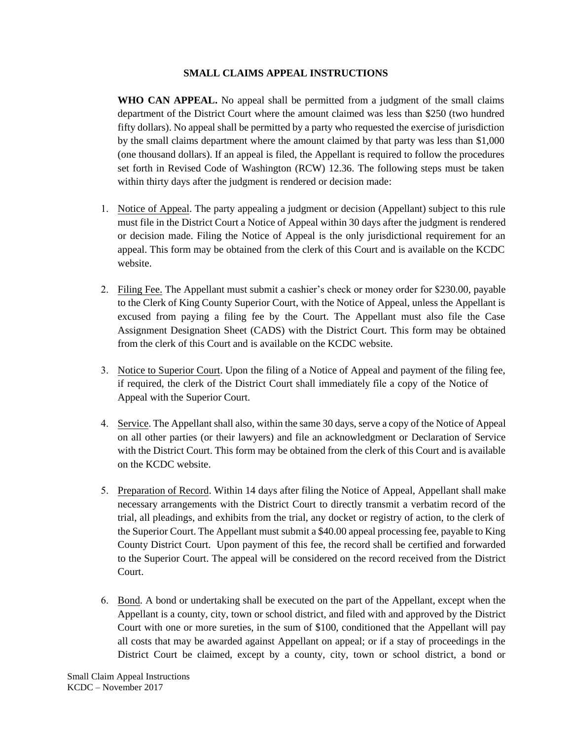## SMALL CLAIMS APPEAL INSTRUCTIONS

**WHO CAN APPEAL.** No appeal shall be permitted from a judgment of the small claims department of the District Court where the amount claimed was less than $250 (two hundred fifty dollars). No appeal shall be permitted by a party who requested the exercise of jurisdiction by the small claims department where the amount claimed by that party was less than $1,000 (one thousand dollars). If an appeal is filed, the Appellant is required to follow the procedures set forth in Revised Code of Washington (RCW) 12.36. The following steps must be taken within thirty days after the judgment is rendered or decision made:

1. Notice of Appeal. The party appealing a judgment or decision (Appellant) subject to this rule must file in the District Court a Notice of Appeal within 30 days after the judgment is rendered or decision made. Filing the Notice of Appeal is the only jurisdictional requirement for an appeal. This form may be obtained from the clerk of this Court and is available on the KCDC website.

2. Filing Fee. The Appellant must submit a cashier's check or money order for $230.00, payable to the Clerk of King County Superior Court, with the Notice of Appeal, unless the Appellant is excused from paying a filing fee by the Court. The Appellant must also file the Case Assignment Designation Sheet (CADS) with the District Court. This form may be obtained from the clerk of this Court and is available on the KCDC website.

3. Notice to Superior Court. Upon the filing of a Notice of Appeal and payment of the filing fee, if required, the clerk of the District Court shall immediately file a copy of the Notice of Appeal with the Superior Court.

4. Service. The Appellant shall also, within the same 30 days, serve a copy of the Notice of Appeal on all other parties (or their lawyers) and file an acknowledgment or Declaration of Service with the District Court. This form may be obtained from the clerk of this Court and is available on the KCDC website.

5. Preparation of Record. Within 14 days after filing the Notice of Appeal, Appellant shall make necessary arrangements with the District Court to directly transmit a verbatim record of the trial, all pleadings, and exhibits from the trial, any docket or registry of action, to the clerk of the Superior Court. The Appellant must submit a $40.00 appeal processing fee, payable to King County District Court. Upon payment of this fee, the record shall be certified and forwarded to the Superior Court. The appeal will be considered on the record received from the District Court.

6. Bond. A bond or undertaking shall be executed on the part of the Appellant, except when the Appellant is a county, city, town or school district, and filed with and approved by the District Court with one or more sureties, in the sum of $100, conditioned that the Appellant will pay all costs that may be awarded against Appellant on appeal; or if a stay of proceedings in the District Court be claimed, except by a county, city, town or school district, a bond or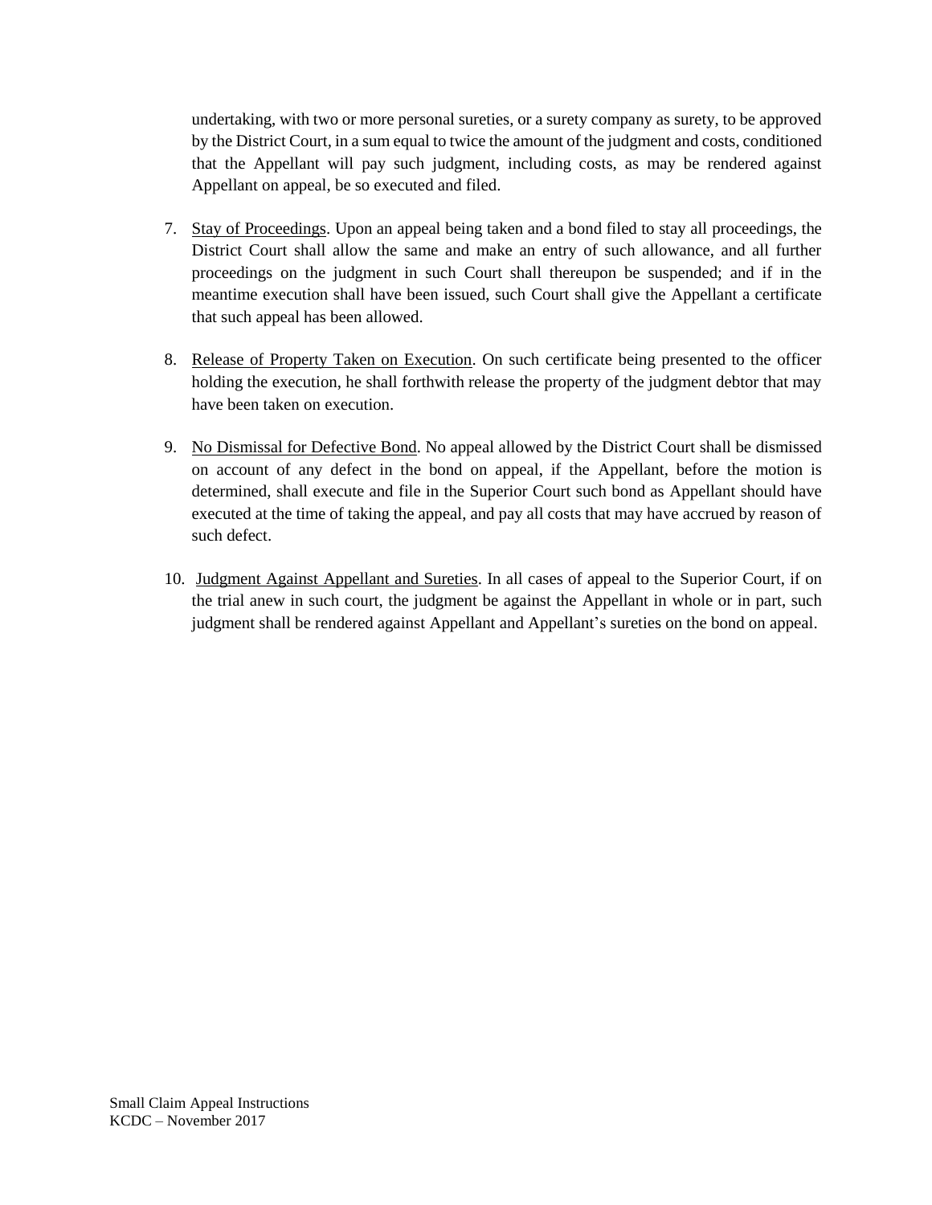undertaking, with two or more personal sureties, or a surety company as surety, to be approved by the District Court, in a sum equal to twice the amount of the judgment and costs, conditioned that the Appellant will pay such judgment, including costs, as may be rendered against Appellant on appeal, be so executed and filed.

7. Stay of Proceedings. Upon an appeal being taken and a bond filed to stay all proceedings, the District Court shall allow the same and make an entry of such allowance, and all further proceedings on the judgment in such Court shall thereupon be suspended; and if in the meantime execution shall have been issued, such Court shall give the Appellant a certificate that such appeal has been allowed.

8. Release of Property Taken on Execution. On such certificate being presented to the officer holding the execution, he shall forthwith release the property of the judgment debtor that may have been taken on execution.

9. No Dismissal for Defective Bond. No appeal allowed by the District Court shall be dismissed on account of any defect in the bond on appeal, if the Appellant, before the motion is determined, shall execute and file in the Superior Court such bond as Appellant should have executed at the time of taking the appeal, and pay all costs that may have accrued by reason of such defect.

10. Judgment Against Appellant and Sureties. In all cases of appeal to the Superior Court, if on the trial anew in such court, the judgment be against the Appellant in whole or in part, such judgment shall be rendered against Appellant and Appellant's sureties on the bond on appeal.